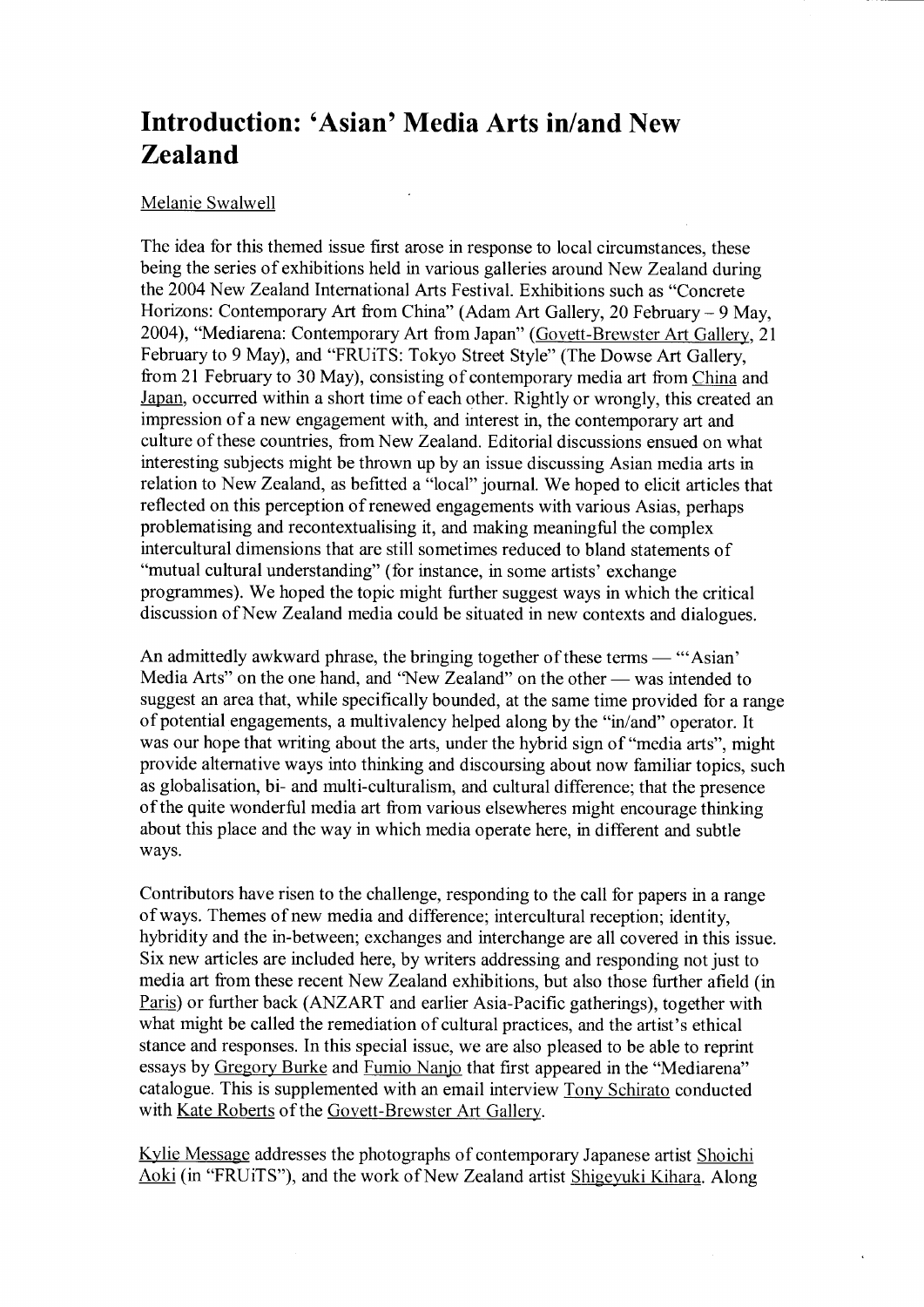# Introduction: 'Asian' Media Arts in/and New Zealand

Melanie Swalwell

The idea for this themed issue first arose in response to local circumstances, these being the series of exhibitions held in various galleries around New Zealand during the 2004 New Zealand International Arts Festival. Exhibitions such as "Concrete Horizons: Contemporary Art from China" (Adam Art Gallery, 20 February – 9 May, 2004), "Mediarena: Contemporary Art from Japan" (Govett-Brewster Art Gallery, 21 February to 9 May), and "FRUiTS: Tokyo Street Style" (The Dowse Art Gallery, from 21 February to 30 May), consisting of contemporary media art from China and Japan, occurred within a short time of each other. Rightly or wrongly, this created an impression of a new engagement with, and interest in, the contemporary art and culture of these countries, from New Zealand. Editorial discussions ensued on what interesting subjects might be thrown up by an issue discussing Asian media arts in relation to New Zealand, as befitted a "local" journal. We hoped to elicit articles that reflected on this perception of renewed engagements with various Asias, perhaps problematising and recontextualising it, and making meaningful the complex intercultural dimensions that are still sometimes reduced to bland statements of "mutual cultural understanding" (for instance, in some artists' exchange programmes). We hoped the topic might further suggest ways in which the critical discussion of New Zealand media could be situated in new contexts and dialogues.

An admittedly awkward phrase, the bringing together of these terms — "'Asian' Media Arts" on the one hand, and "New Zealand" on the other — was intended to suggest an area that, while specifically bounded, at the same time provided for a range of potential engagements, a multivalency helped along by the "in/and" operator. It was our hope that writing about the arts, under the hybrid sign of "media arts", might provide alternative ways into thinking and discoursing about now familiar topics, such as globalisation, bi- and multi-culturalism, and cultural difference; that the presence of the quite wonderful media art from various elsewheres might encourage thinking about this place and the way in which media operate here, in different and subtle ways.

Contributors have risen to the challenge, responding to the call for papers in a range of ways. Themes of new media and difference; intercultural reception; identity, hybridity and the in-between; exchanges and interchange are all covered in this issue. Six new articles are included here, by writers addressing and responding not just to media art from these recent New Zealand exhibitions, but also those further afield (in Paris) or further back (ANZART and earlier Asia-Pacific gatherings), together with what might be called the remediation of cultural practices, and the artist's ethical stance and responses. In this special issue, we are also pleased to be able to reprint essays by Gregory Burke and Fumio Nanjo that first appeared in the "Mediarena" catalogue. This is supplemented with an email interview Tony Schirato conducted with Kate Roberts of the Govett-Brewster Art Gallery.

Kylie Message addresses the photographs of contemporary Japanese artist Shoichi Aoki (in "FRUiTS"), and the work of New Zealand artist Shigeyuki Kihara. Along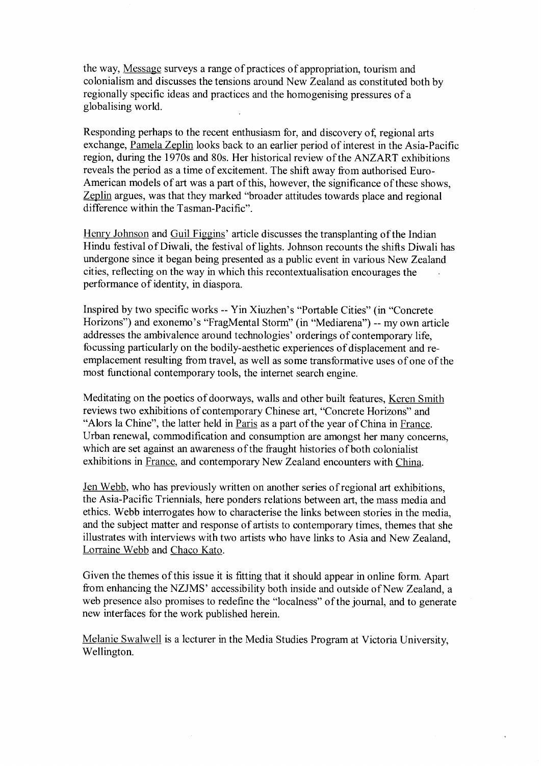the way, Message surveys a range of practices of appropriation, tourism and colonialism and discusses the tensions around New Zealand as constituted both by regionally specific ideas and practices and the homogenising pressures of a globalising world.

Responding perhaps to the recent enthusiasm for, and discovery of, regional arts exchange, Pamela Zeplin looks back to an earlier period of interest in the Asia-Pacific region, during the 1970s and 80s. Her historical review of the ANZART exhibitions reveals the period as a time of excitement. The shift away from authorised Euro-American models of art was a part of this, however, the significance of these shows, Zeplin argues, was that they marked "broader attitudes towards place and regional difference within the Tasman-Pacific".

Henry Johnson and Guil Figgins' article discusses the transplanting of the Indian Hindu festival of Diwali, the festival of lights. Johnson recounts the shifts Diwali has undergone since it began being presented as a public event in various New Zealand cities, reflecting on the way in which this recontextualisation encourages the performance of identity, in diaspora.

Inspired by two specific works -- Yin Xiuzhen's "Portable Cities" (in "Concrete Horizons") and exonemo's "FragMental Storm" (in "Mediarena") -- my own article addresses the ambivalence around technologies' orderings of contemporary life, focussing particularly on the bodily-aesthetic experiences of displacement and re-emplacement resulting from travel, as well as some transformative uses of one of the most functional contemporary tools, the internet search engine.

Meditating on the poetics of doorways, walls and other built features, Keren Smith reviews two exhibitions of contemporary Chinese art, "Concrete Horizons" and "Alors la Chine", the latter held in Paris as a part of the year of China in France. Urban renewal, commodification and consumption are amongst her many concerns, which are set against an awareness of the fraught histories of both colonialist exhibitions in France, and contemporary New Zealand encounters with China.

Jen Webb, who has previously written on another series of regional art exhibitions, the Asia-Pacific Triennials, here ponders relations between art, the mass media and ethics. Webb interrogates how to characterise the links between stories in the media, and the subject matter and response of artists to contemporary times, themes that she illustrates with interviews with two artists who have links to Asia and New Zealand, Lorraine Webb and Chaco Kato.

Given the themes of this issue it is fitting that it should appear in online form. Apart from enhancing the NZJMS' accessibility both inside and outside of New Zealand, a web presence also promises to redefine the "localness" of the journal, and to generate new interfaces for the work published herein.

Melanie Swalwell is a lecturer in the Media Studies Program at Victoria University, Wellington.